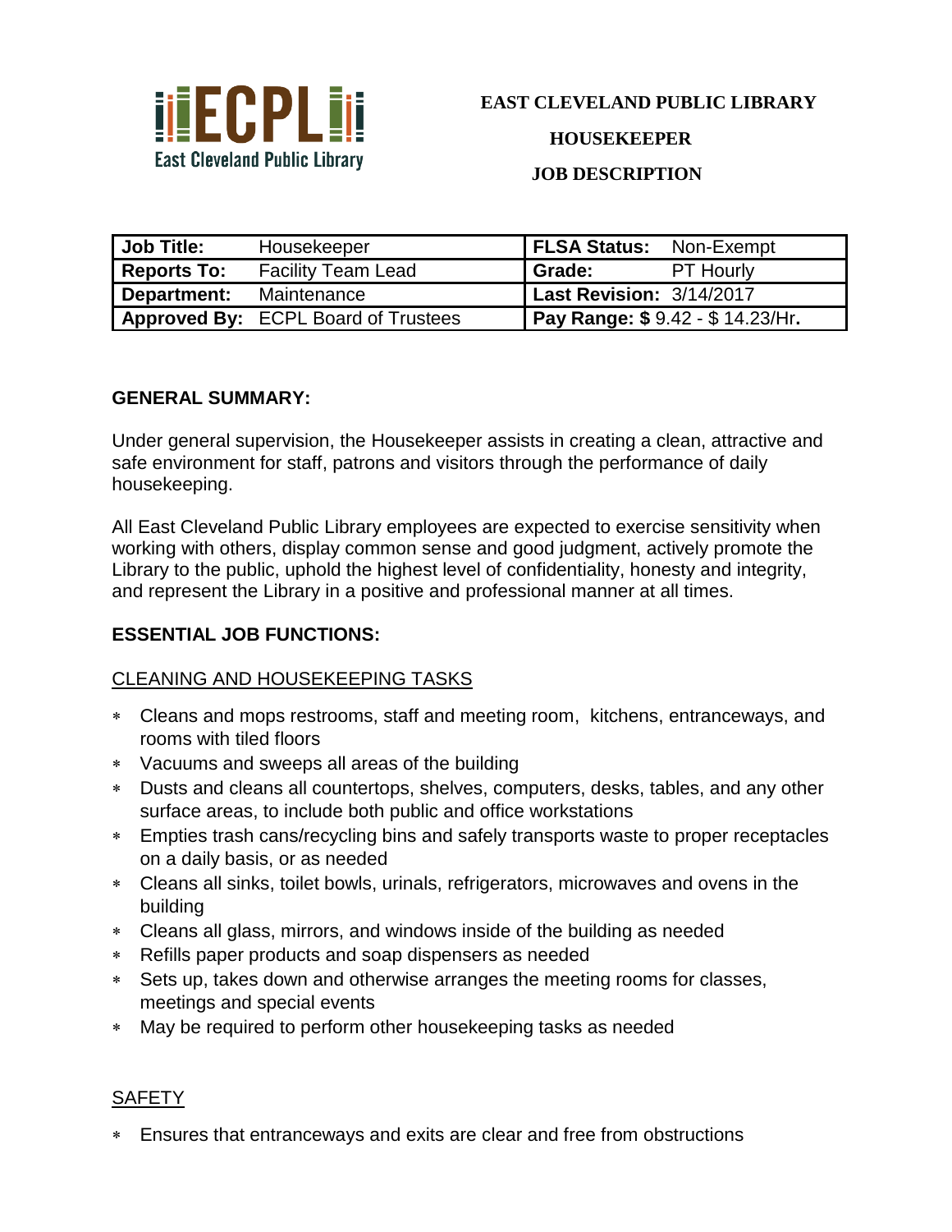East Cleveland Public Library

# EAST CLEVELAND PUBLIC LIBRARY

## HOUSEKEEPER

## JOB DESCRIPTION

| **Job Title:** | Housekeeper | **FLSA Status:** | Non-Exempt |
|---|---|---|---|
| **Reports To:** | Facility Team Lead | **Grade:** | PT Hourly |
| **Department:** | Maintenance | **Last Revision:** | 3/14/2017 |
| **Approved By:** | ECPL Board of Trustees | **Pay Range: $** | 9.42 - $ 14.23/Hr**.** |

### GENERAL SUMMARY:

Under general supervision, the Housekeeper assists in creating a clean, attractive and safe environment for staff, patrons and visitors through the performance of daily housekeeping.

All East Cleveland Public Library employees are expected to exercise sensitivity when working with others, display common sense and good judgment, actively promote the Library to the public, uphold the highest level of confidentiality, honesty and integrity, and represent the Library in a positive and professional manner at all times.

### ESSENTIAL JOB FUNCTIONS:

<u>CLEANING AND HOUSEKEEPING TASKS</u>

- Cleans and mops restrooms, staff and meeting room, kitchens, entranceways, and rooms with tiled floors
- Vacuums and sweeps all areas of the building
- Dusts and cleans all countertops, shelves, computers, desks, tables, and any other surface areas, to include both public and office workstations
- Empties trash cans/recycling bins and safely transports waste to proper receptacles on a daily basis, or as needed
- Cleans all sinks, toilet bowls, urinals, refrigerators, microwaves and ovens in the building
- Cleans all glass, mirrors, and windows inside of the building as needed
- Refills paper products and soap dispensers as needed
- Sets up, takes down and otherwise arranges the meeting rooms for classes, meetings and special events
- May be required to perform other housekeeping tasks as needed

<u>SAFETY</u>

- Ensures that entranceways and exits are clear and free from obstructions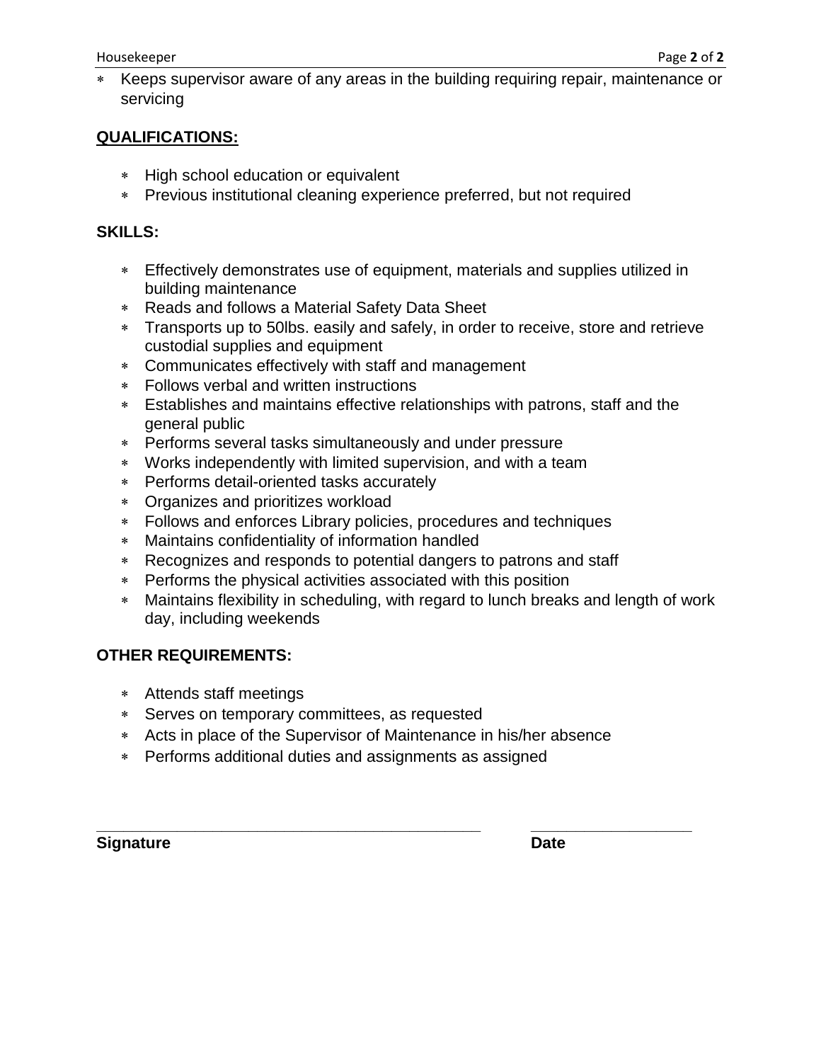- Keeps supervisor aware of any areas in the building requiring repair, maintenance or servicing

## QUALIFICATIONS:

- High school education or equivalent
- Previous institutional cleaning experience preferred, but not required

## SKILLS:

- Effectively demonstrates use of equipment, materials and supplies utilized in building maintenance
- Reads and follows a Material Safety Data Sheet
- Transports up to 50lbs. easily and safely, in order to receive, store and retrieve custodial supplies and equipment
- Communicates effectively with staff and management
- Follows verbal and written instructions
- Establishes and maintains effective relationships with patrons, staff and the general public
- Performs several tasks simultaneously and under pressure
- Works independently with limited supervision, and with a team
- Performs detail-oriented tasks accurately
- Organizes and prioritizes workload
- Follows and enforces Library policies, procedures and techniques
- Maintains confidentiality of information handled
- Recognizes and responds to potential dangers to patrons and staff
- Performs the physical activities associated with this position
- Maintains flexibility in scheduling, with regard to lunch breaks and length of work day, including weekends

## OTHER REQUIREMENTS:

- Attends staff meetings
- Serves on temporary committees, as requested
- Acts in place of the Supervisor of Maintenance in his/her absence
- Performs additional duties and assignments as assigned

_____________________________________________ __________________

**Signature** **Date**